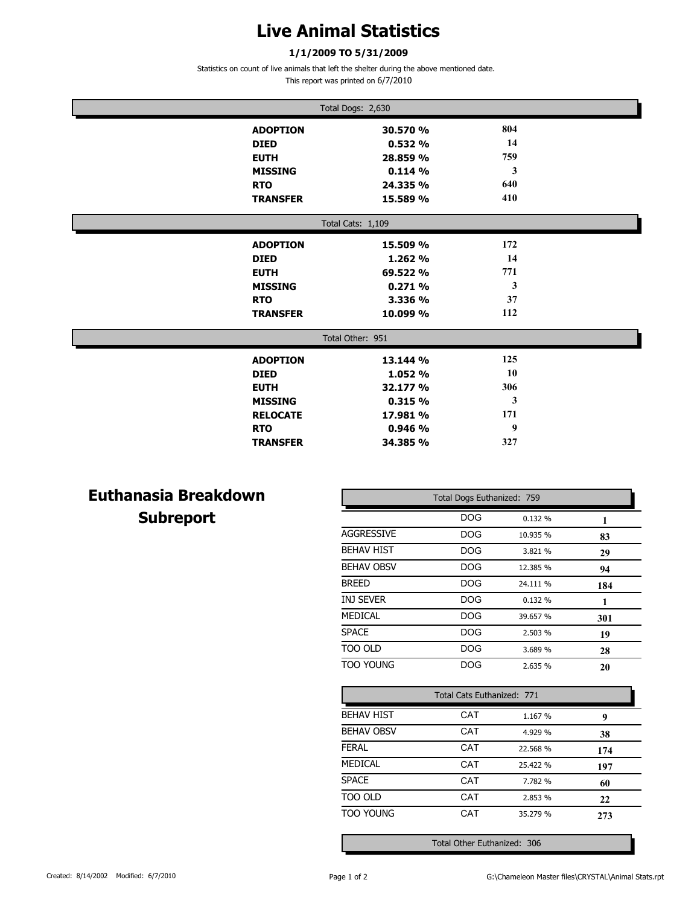# Live Animal Statistics

**1/1/2009 TO 5/31/2009**

Statistics on count of live animals that left the shelter during the above mentioned date.

This report was printed on 6/7/2010

| Total Dogs: 2,630 | | |
|---|---|---|
| **ADOPTION** | **30.570 %** | **804** |
| **DIED** | **0.532 %** | **14** |
| **EUTH** | **28.859 %** | **759** |
| **MISSING** | **0.114 %** | **3** |
| **RTO** | **24.335 %** | **640** |
| **TRANSFER** | **15.589 %** | **410** |

| Total Cats: 1,109 | | |
|---|---|---|
| **ADOPTION** | **15.509 %** | **172** |
| **DIED** | **1.262 %** | **14** |
| **EUTH** | **69.522 %** | **771** |
| **MISSING** | **0.271 %** | **3** |
| **RTO** | **3.336 %** | **37** |
| **TRANSFER** | **10.099 %** | **112** |

| Total Other: 951 | | |
|---|---|---|
| **ADOPTION** | **13.144 %** | **125** |
| **DIED** | **1.052 %** | **10** |
| **EUTH** | **32.177 %** | **306** |
| **MISSING** | **0.315 %** | **3** |
| **RELOCATE** | **17.981 %** | **171** |
| **RTO** | **0.946 %** | **9** |
| **TRANSFER** | **34.385 %** | **327** |

## Euthanasia Breakdown Subreport

| Total Dogs Euthanized: 759 | | | |
|---|---|---|---|
| | DOG | 0.132 % | **1** |
| AGGRESSIVE | DOG | 10.935 % | **83** |
| BEHAV HIST | DOG | 3.821 % | **29** |
| BEHAV OBSV | DOG | 12.385 % | **94** |
| BREED | DOG | 24.111 % | **184** |
| INJ SEVER | DOG | 0.132 % | **1** |
| MEDICAL | DOG | 39.657 % | **301** |
| SPACE | DOG | 2.503 % | **19** |
| TOO OLD | DOG | 3.689 % | **28** |
| TOO YOUNG | DOG | 2.635 % | **20** |

| Total Cats Euthanized: 771 | | | |
|---|---|---|---|
| BEHAV HIST | CAT | 1.167 % | **9** |
| BEHAV OBSV | CAT | 4.929 % | **38** |
| FERAL | CAT | 22.568 % | **174** |
| MEDICAL | CAT | 25.422 % | **197** |
| SPACE | CAT | 7.782 % | **60** |
| TOO OLD | CAT | 2.853 % | **22** |
| TOO YOUNG | CAT | 35.279 % | **273** |

| Total Other Euthanized: 306 |
|---|

Created: 8/14/2002 Modified: 6/7/2010

G:\Chameleon Master files\CRYSTAL\Animal Stats.rpt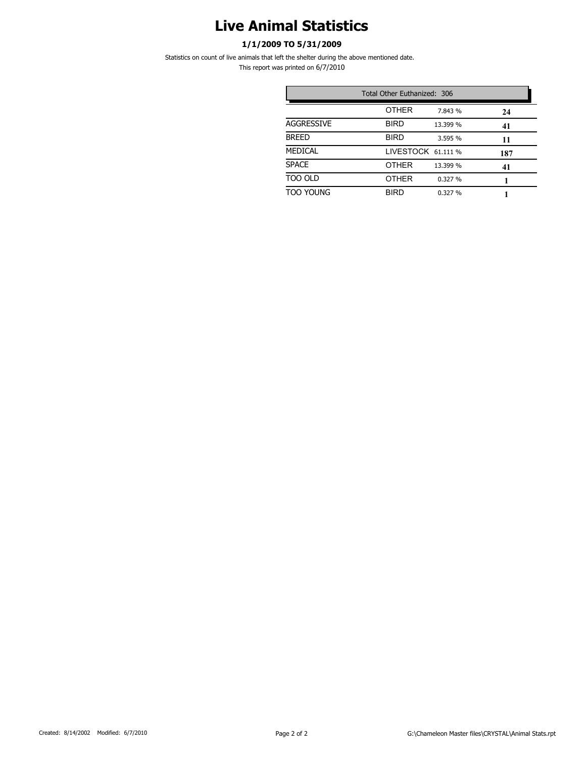# Live Animal Statistics

**1/1/2009 TO 5/31/2009**

Statistics on count of live animals that left the shelter during the above mentioned date.

This report was printed on 6/7/2010

| Total Other Euthanized: 306 | | | |
|---|---|---|---|
| | OTHER | 7.843 % | **24** |
| AGGRESSIVE | BIRD | 13.399 % | **41** |
| BREED | BIRD | 3.595 % | **11** |
| MEDICAL | LIVESTOCK | 61.111 % | **187** |
| SPACE | OTHER | 13.399 % | **41** |
| TOO OLD | OTHER | 0.327 % | **1** |
| TOO YOUNG | BIRD | 0.327 % | **1** |

Created: 8/14/2002 Modified: 6/7/2010

G:\Chameleon Master files\CRYSTAL\Animal Stats.rpt